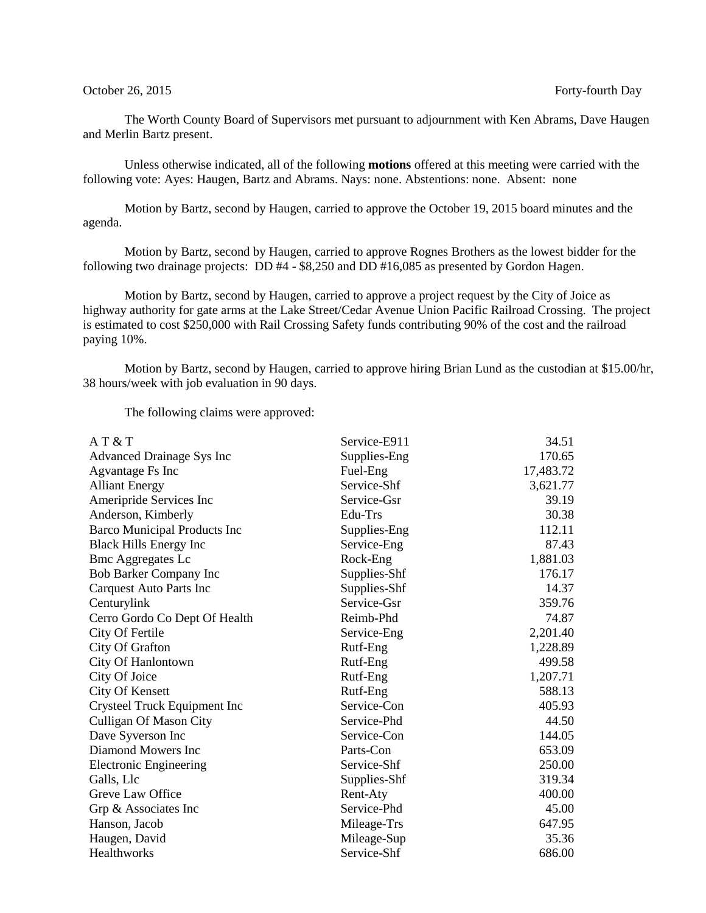October 26, 2015 Forty-fourth Day

The Worth County Board of Supervisors met pursuant to adjournment with Ken Abrams, Dave Haugen and Merlin Bartz present.

Unless otherwise indicated, all of the following **motions** offered at this meeting were carried with the following vote: Ayes: Haugen, Bartz and Abrams. Nays: none. Abstentions: none. Absent: none

Motion by Bartz, second by Haugen, carried to approve the October 19, 2015 board minutes and the agenda.

Motion by Bartz, second by Haugen, carried to approve Rognes Brothers as the lowest bidder for the following two drainage projects: DD #4 - $8,250 and DD #16,085 as presented by Gordon Hagen.

Motion by Bartz, second by Haugen, carried to approve a project request by the City of Joice as highway authority for gate arms at the Lake Street/Cedar Avenue Union Pacific Railroad Crossing. The project is estimated to cost $250,000 with Rail Crossing Safety funds contributing 90% of the cost and the railroad paying 10%.

Motion by Bartz, second by Haugen, carried to approve hiring Brian Lund as the custodian at $15.00/hr, 38 hours/week with job evaluation in 90 days.

The following claims were approved:

| | | |
|---|---|---|
| A T & T | Service-E911 | 34.51 |
| Advanced Drainage Sys Inc | Supplies-Eng | 170.65 |
| Agvantage Fs Inc | Fuel-Eng | 17,483.72 |
| Alliant Energy | Service-Shf | 3,621.77 |
| Ameripride Services Inc | Service-Gsr | 39.19 |
| Anderson, Kimberly | Edu-Trs | 30.38 |
| Barco Municipal Products Inc | Supplies-Eng | 112.11 |
| Black Hills Energy Inc | Service-Eng | 87.43 |
| Bmc Aggregates Lc | Rock-Eng | 1,881.03 |
| Bob Barker Company Inc | Supplies-Shf | 176.17 |
| Carquest Auto Parts Inc | Supplies-Shf | 14.37 |
| Centurylink | Service-Gsr | 359.76 |
| Cerro Gordo Co Dept Of Health | Reimb-Phd | 74.87 |
| City Of Fertile | Service-Eng | 2,201.40 |
| City Of Grafton | Rutf-Eng | 1,228.89 |
| City Of Hanlontown | Rutf-Eng | 499.58 |
| City Of Joice | Rutf-Eng | 1,207.71 |
| City Of Kensett | Rutf-Eng | 588.13 |
| Crysteel Truck Equipment Inc | Service-Con | 405.93 |
| Culligan Of Mason City | Service-Phd | 44.50 |
| Dave Syverson Inc | Service-Con | 144.05 |
| Diamond Mowers Inc | Parts-Con | 653.09 |
| Electronic Engineering | Service-Shf | 250.00 |
| Galls, Llc | Supplies-Shf | 319.34 |
| Greve Law Office | Rent-Aty | 400.00 |
| Grp & Associates Inc | Service-Phd | 45.00 |
| Hanson, Jacob | Mileage-Trs | 647.95 |
| Haugen, David | Mileage-Sup | 35.36 |
| Healthworks | Service-Shf | 686.00 |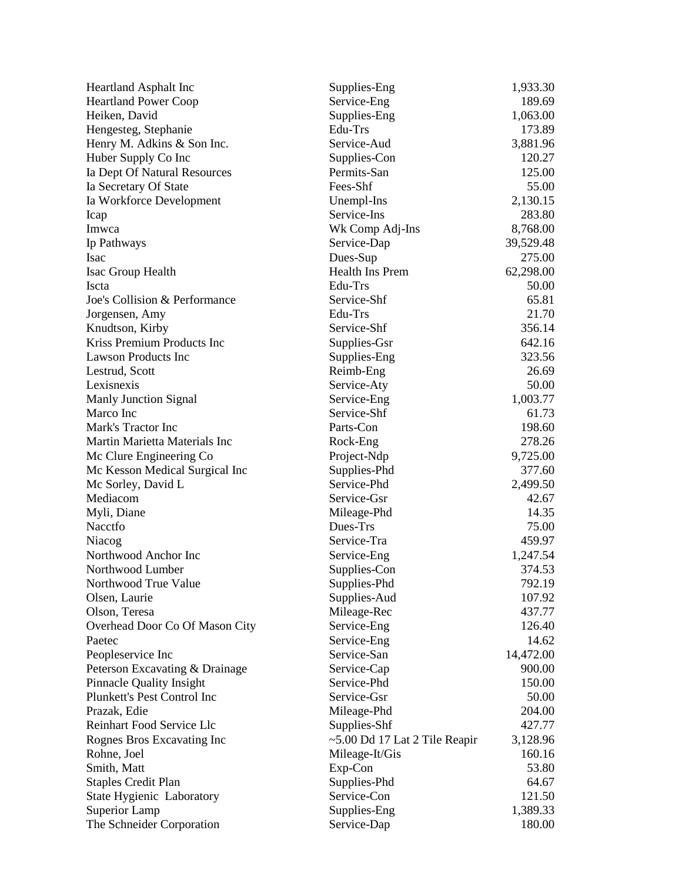| | | |
|---|---|---|
| Heartland Asphalt Inc | Supplies-Eng | 1,933.30 |
| Heartland Power Coop | Service-Eng | 189.69 |
| Heiken, David | Supplies-Eng | 1,063.00 |
| Hengesteg, Stephanie | Edu-Trs | 173.89 |
| Henry M. Adkins & Son Inc. | Service-Aud | 3,881.96 |
| Huber Supply Co Inc | Supplies-Con | 120.27 |
| Ia Dept Of Natural Resources | Permits-San | 125.00 |
| Ia Secretary Of State | Fees-Shf | 55.00 |
| Ia Workforce Development | Unempl-Ins | 2,130.15 |
| Icap | Service-Ins | 283.80 |
| Imwca | Wk Comp Adj-Ins | 8,768.00 |
| Ip Pathways | Service-Dap | 39,529.48 |
| Isac | Dues-Sup | 275.00 |
| Isac Group Health | Health Ins Prem | 62,298.00 |
| Iscta | Edu-Trs | 50.00 |
| Joe's Collision & Performance | Service-Shf | 65.81 |
| Jorgensen, Amy | Edu-Trs | 21.70 |
| Knudtson, Kirby | Service-Shf | 356.14 |
| Kriss Premium Products Inc | Supplies-Gsr | 642.16 |
| Lawson Products Inc | Supplies-Eng | 323.56 |
| Lestrud, Scott | Reimb-Eng | 26.69 |
| Lexisnexis | Service-Aty | 50.00 |
| Manly Junction Signal | Service-Eng | 1,003.77 |
| Marco Inc | Service-Shf | 61.73 |
| Mark's Tractor Inc | Parts-Con | 198.60 |
| Martin Marietta Materials Inc | Rock-Eng | 278.26 |
| Mc Clure Engineering Co | Project-Ndp | 9,725.00 |
| Mc Kesson Medical Surgical Inc | Supplies-Phd | 377.60 |
| Mc Sorley, David L | Service-Phd | 2,499.50 |
| Mediacom | Service-Gsr | 42.67 |
| Myli, Diane | Mileage-Phd | 14.35 |
| Nacctfo | Dues-Trs | 75.00 |
| Niacog | Service-Tra | 459.97 |
| Northwood Anchor Inc | Service-Eng | 1,247.54 |
| Northwood Lumber | Supplies-Con | 374.53 |
| Northwood True Value | Supplies-Phd | 792.19 |
| Olsen, Laurie | Supplies-Aud | 107.92 |
| Olson, Teresa | Mileage-Rec | 437.77 |
| Overhead Door Co Of Mason City | Service-Eng | 126.40 |
| Paetec | Service-Eng | 14.62 |
| Peopleservice Inc | Service-San | 14,472.00 |
| Peterson Excavating & Drainage | Service-Cap | 900.00 |
| Pinnacle Quality Insight | Service-Phd | 150.00 |
| Plunkett's Pest Control Inc | Service-Gsr | 50.00 |
| Prazak, Edie | Mileage-Phd | 204.00 |
| Reinhart Food Service Llc | Supplies-Shf | 427.77 |
| Rognes Bros Excavating Inc | ~5.00 Dd 17 Lat 2 Tile Reapir | 3,128.96 |
| Rohne, Joel | Mileage-It/Gis | 160.16 |
| Smith, Matt | Exp-Con | 53.80 |
| Staples Credit Plan | Supplies-Phd | 64.67 |
| State Hygienic Laboratory | Service-Con | 121.50 |
| Superior Lamp | Supplies-Eng | 1,389.33 |
| The Schneider Corporation | Service-Dap | 180.00 |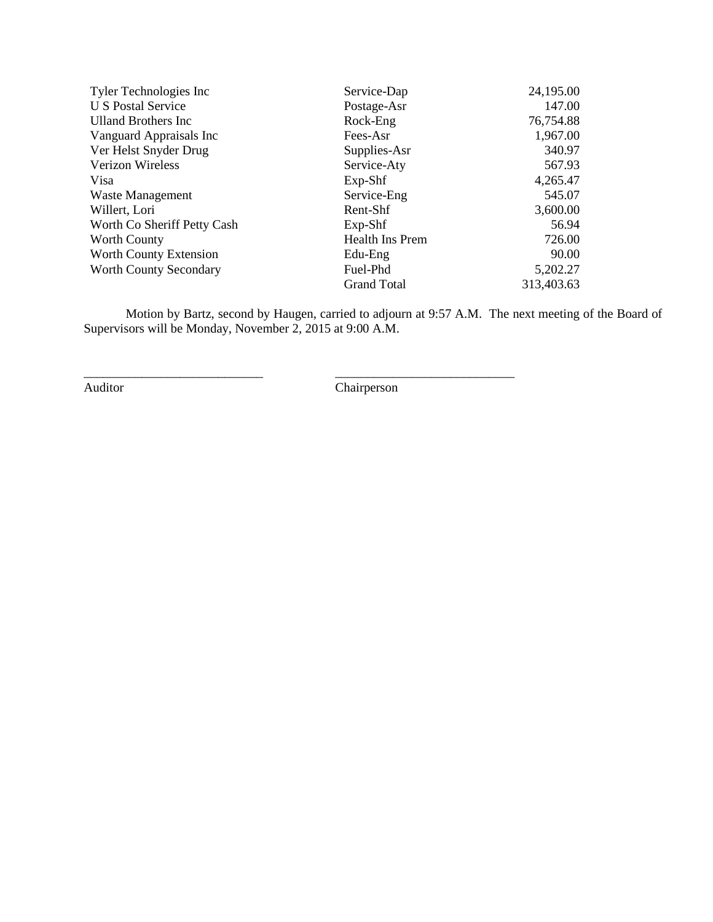| | | |
|---|---|---|
| Tyler Technologies Inc | Service-Dap | 24,195.00 |
| U S Postal Service | Postage-Asr | 147.00 |
| Ulland Brothers Inc | Rock-Eng | 76,754.88 |
| Vanguard Appraisals Inc | Fees-Asr | 1,967.00 |
| Ver Helst Snyder Drug | Supplies-Asr | 340.97 |
| Verizon Wireless | Service-Aty | 567.93 |
| Visa | Exp-Shf | 4,265.47 |
| Waste Management | Service-Eng | 545.07 |
| Willert, Lori | Rent-Shf | 3,600.00 |
| Worth Co Sheriff Petty Cash | Exp-Shf | 56.94 |
| Worth County | Health Ins Prem | 726.00 |
| Worth County Extension | Edu-Eng | 90.00 |
| Worth County Secondary | Fuel-Phd | 5,202.27 |
| | Grand Total | 313,403.63 |

Motion by Bartz, second by Haugen, carried to adjourn at 9:57 A.M. The next meeting of the Board of Supervisors will be Monday, November 2, 2015 at 9:00 A.M.

\_\_\_\_\_\_\_\_\_\_\_\_\_\_\_\_\_\_\_\_\_\_\_\_\_\_\_\_ \_\_\_\_\_\_\_\_\_\_\_\_\_\_\_\_\_\_\_\_\_\_\_\_\_\_\_\_

Auditor Chairperson